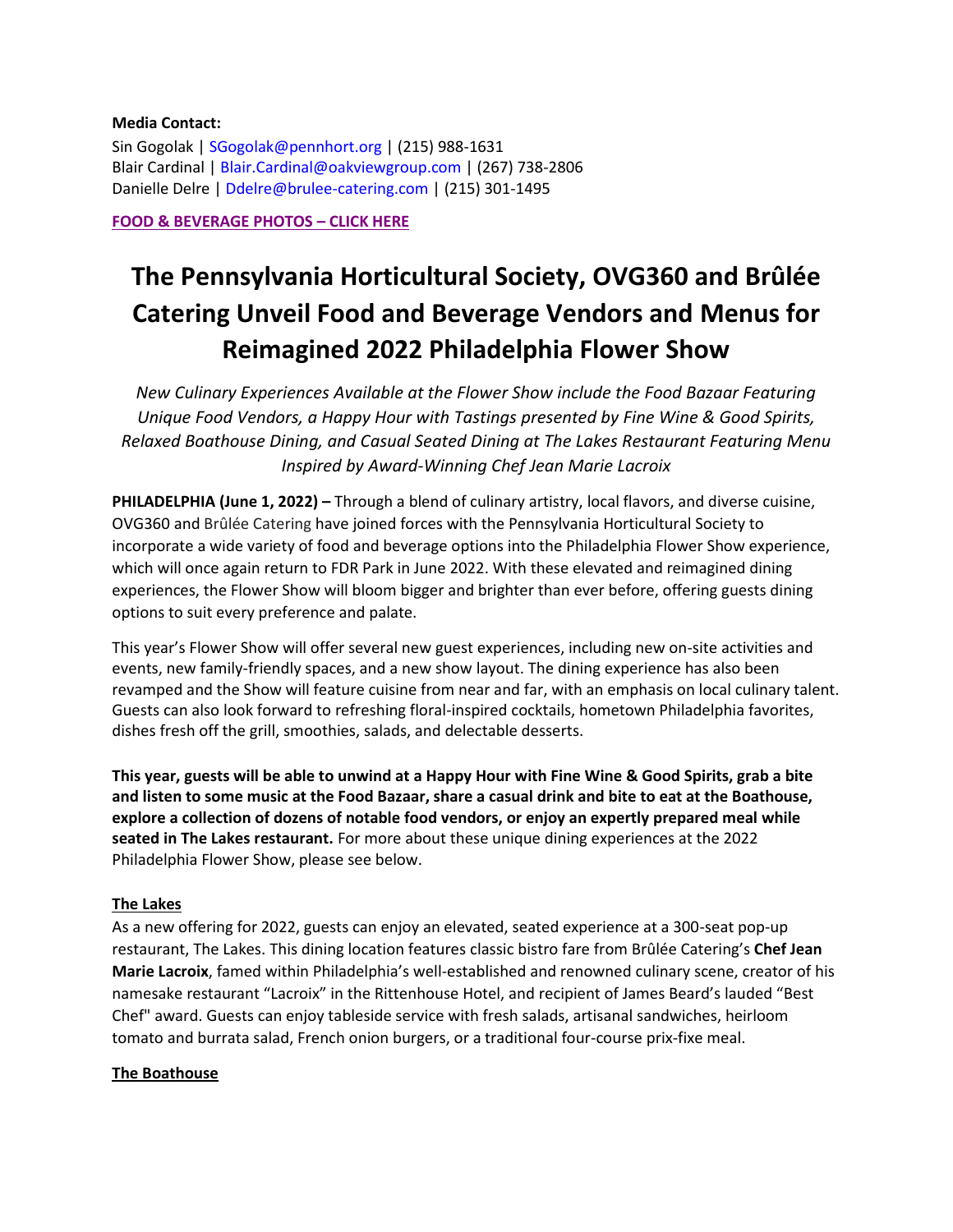**Media Contact:**
Sin Gogolak | SGogolak@pennhort.org | (215) 988-1631
Blair Cardinal | Blair.Cardinal@oakviewgroup.com | (267) 738-2806
Danielle Delre | Ddelre@brulee-catering.com | (215) 301-1495

**FOOD & BEVERAGE PHOTOS – CLICK HERE**

# The Pennsylvania Horticultural Society, OVG360 and Brûlée Catering Unveil Food and Beverage Vendors and Menus for Reimagined 2022 Philadelphia Flower Show

*New Culinary Experiences Available at the Flower Show include the Food Bazaar Featuring Unique Food Vendors, a Happy Hour with Tastings presented by Fine Wine & Good Spirits, Relaxed Boathouse Dining, and Casual Seated Dining at The Lakes Restaurant Featuring Menu Inspired by Award-Winning Chef Jean Marie Lacroix*

**PHILADELPHIA (June 1, 2022) –** Through a blend of culinary artistry, local flavors, and diverse cuisine, OVG360 and Brûlée Catering have joined forces with the Pennsylvania Horticultural Society to incorporate a wide variety of food and beverage options into the Philadelphia Flower Show experience, which will once again return to FDR Park in June 2022. With these elevated and reimagined dining experiences, the Flower Show will bloom bigger and brighter than ever before, offering guests dining options to suit every preference and palate.

This year's Flower Show will offer several new guest experiences, including new on-site activities and events, new family-friendly spaces, and a new show layout. The dining experience has also been revamped and the Show will feature cuisine from near and far, with an emphasis on local culinary talent. Guests can also look forward to refreshing floral-inspired cocktails, hometown Philadelphia favorites, dishes fresh off the grill, smoothies, salads, and delectable desserts.

**This year, guests will be able to unwind at a Happy Hour with Fine Wine & Good Spirits, grab a bite and listen to some music at the Food Bazaar, share a casual drink and bite to eat at the Boathouse, explore a collection of dozens of notable food vendors, or enjoy an expertly prepared meal while seated in The Lakes restaurant.** For more about these unique dining experiences at the 2022 Philadelphia Flower Show, please see below.

**The Lakes**

As a new offering for 2022, guests can enjoy an elevated, seated experience at a 300-seat pop-up restaurant, The Lakes. This dining location features classic bistro fare from Brûlée Catering's **Chef Jean Marie Lacroix**, famed within Philadelphia's well-established and renowned culinary scene, creator of his namesake restaurant "Lacroix" in the Rittenhouse Hotel, and recipient of James Beard's lauded "Best Chef" award. Guests can enjoy tableside service with fresh salads, artisanal sandwiches, heirloom tomato and burrata salad, French onion burgers, or a traditional four-course prix-fixe meal.

**The Boathouse**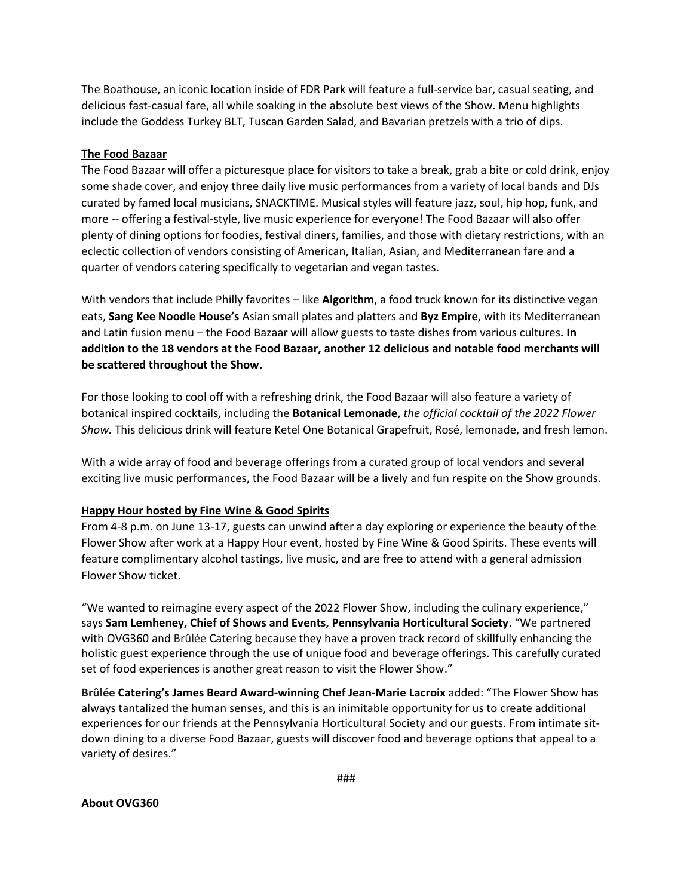The Boathouse, an iconic location inside of FDR Park will feature a full-service bar, casual seating, and delicious fast-casual fare, all while soaking in the absolute best views of the Show. Menu highlights include the Goddess Turkey BLT, Tuscan Garden Salad, and Bavarian pretzels with a trio of dips.

**The Food Bazaar**

The Food Bazaar will offer a picturesque place for visitors to take a break, grab a bite or cold drink, enjoy some shade cover, and enjoy three daily live music performances from a variety of local bands and DJs curated by famed local musicians, SNACKTIME. Musical styles will feature jazz, soul, hip hop, funk, and more -- offering a festival-style, live music experience for everyone! The Food Bazaar will also offer plenty of dining options for foodies, festival diners, families, and those with dietary restrictions, with an eclectic collection of vendors consisting of American, Italian, Asian, and Mediterranean fare and a quarter of vendors catering specifically to vegetarian and vegan tastes.

With vendors that include Philly favorites – like **Algorithm**, a food truck known for its distinctive vegan eats, **Sang Kee Noodle House's** Asian small plates and platters and **Byz Empire**, with its Mediterranean and Latin fusion menu – the Food Bazaar will allow guests to taste dishes from various cultures**. In addition to the 18 vendors at the Food Bazaar, another 12 delicious and notable food merchants will be scattered throughout the Show.**

For those looking to cool off with a refreshing drink, the Food Bazaar will also feature a variety of botanical inspired cocktails, including the **Botanical Lemonade**, *the official cocktail of the 2022 Flower Show.* This delicious drink will feature Ketel One Botanical Grapefruit, Rosé, lemonade, and fresh lemon.

With a wide array of food and beverage offerings from a curated group of local vendors and several exciting live music performances, the Food Bazaar will be a lively and fun respite on the Show grounds.

**Happy Hour hosted by Fine Wine & Good Spirits**

From 4-8 p.m. on June 13-17, guests can unwind after a day exploring or experience the beauty of the Flower Show after work at a Happy Hour event, hosted by Fine Wine & Good Spirits. These events will feature complimentary alcohol tastings, live music, and are free to attend with a general admission Flower Show ticket.

"We wanted to reimagine every aspect of the 2022 Flower Show, including the culinary experience," says **Sam Lemheney, Chief of Shows and Events, Pennsylvania Horticultural Society**. "We partnered with OVG360 and Brûlée Catering because they have a proven track record of skillfully enhancing the holistic guest experience through the use of unique food and beverage offerings. This carefully curated set of food experiences is another great reason to visit the Flower Show."

**Brûlée Catering's James Beard Award-winning Chef Jean-Marie Lacroix** added: "The Flower Show has always tantalized the human senses, and this is an inimitable opportunity for us to create additional experiences for our friends at the Pennsylvania Horticultural Society and our guests. From intimate sit-down dining to a diverse Food Bazaar, guests will discover food and beverage options that appeal to a variety of desires."

###

**About OVG360**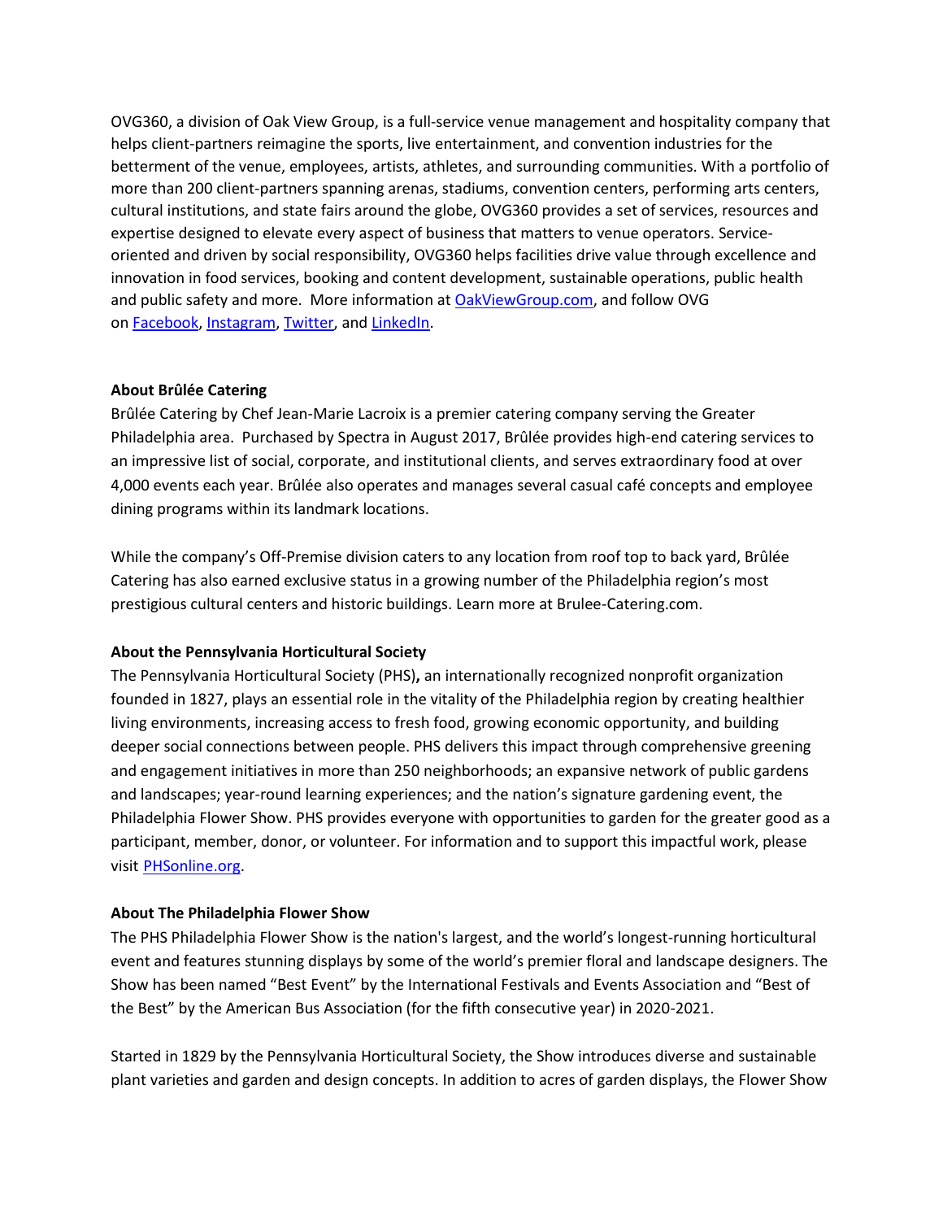OVG360, a division of Oak View Group, is a full-service venue management and hospitality company that helps client-partners reimagine the sports, live entertainment, and convention industries for the betterment of the venue, employees, artists, athletes, and surrounding communities. With a portfolio of more than 200 client-partners spanning arenas, stadiums, convention centers, performing arts centers, cultural institutions, and state fairs around the globe, OVG360 provides a set of services, resources and expertise designed to elevate every aspect of business that matters to venue operators. Service-oriented and driven by social responsibility, OVG360 helps facilities drive value through excellence and innovation in food services, booking and content development, sustainable operations, public health and public safety and more. More information at [OakViewGroup.com](OakViewGroup.com), and follow OVG on [Facebook](), [Instagram](), [Twitter](), and [LinkedIn]().

**About Brûlée Catering**

Brûlée Catering by Chef Jean-Marie Lacroix is a premier catering company serving the Greater Philadelphia area. Purchased by Spectra in August 2017, Brûlée provides high-end catering services to an impressive list of social, corporate, and institutional clients, and serves extraordinary food at over 4,000 events each year. Brûlée also operates and manages several casual café concepts and employee dining programs within its landmark locations.

While the company's Off-Premise division caters to any location from roof top to back yard, Brûlée Catering has also earned exclusive status in a growing number of the Philadelphia region's most prestigious cultural centers and historic buildings. Learn more at Brulee-Catering.com.

**About the Pennsylvania Horticultural Society**

The Pennsylvania Horticultural Society (PHS)**,** an internationally recognized nonprofit organization founded in 1827, plays an essential role in the vitality of the Philadelphia region by creating healthier living environments, increasing access to fresh food, growing economic opportunity, and building deeper social connections between people. PHS delivers this impact through comprehensive greening and engagement initiatives in more than 250 neighborhoods; an expansive network of public gardens and landscapes; year-round learning experiences; and the nation's signature gardening event, the Philadelphia Flower Show. PHS provides everyone with opportunities to garden for the greater good as a participant, member, donor, or volunteer. For information and to support this impactful work, please visit [PHSonline.org](PHSonline.org).

**About The Philadelphia Flower Show**

The PHS Philadelphia Flower Show is the nation's largest, and the world's longest-running horticultural event and features stunning displays by some of the world's premier floral and landscape designers. The Show has been named "Best Event" by the International Festivals and Events Association and "Best of the Best" by the American Bus Association (for the fifth consecutive year) in 2020-2021.

Started in 1829 by the Pennsylvania Horticultural Society, the Show introduces diverse and sustainable plant varieties and garden and design concepts. In addition to acres of garden displays, the Flower Show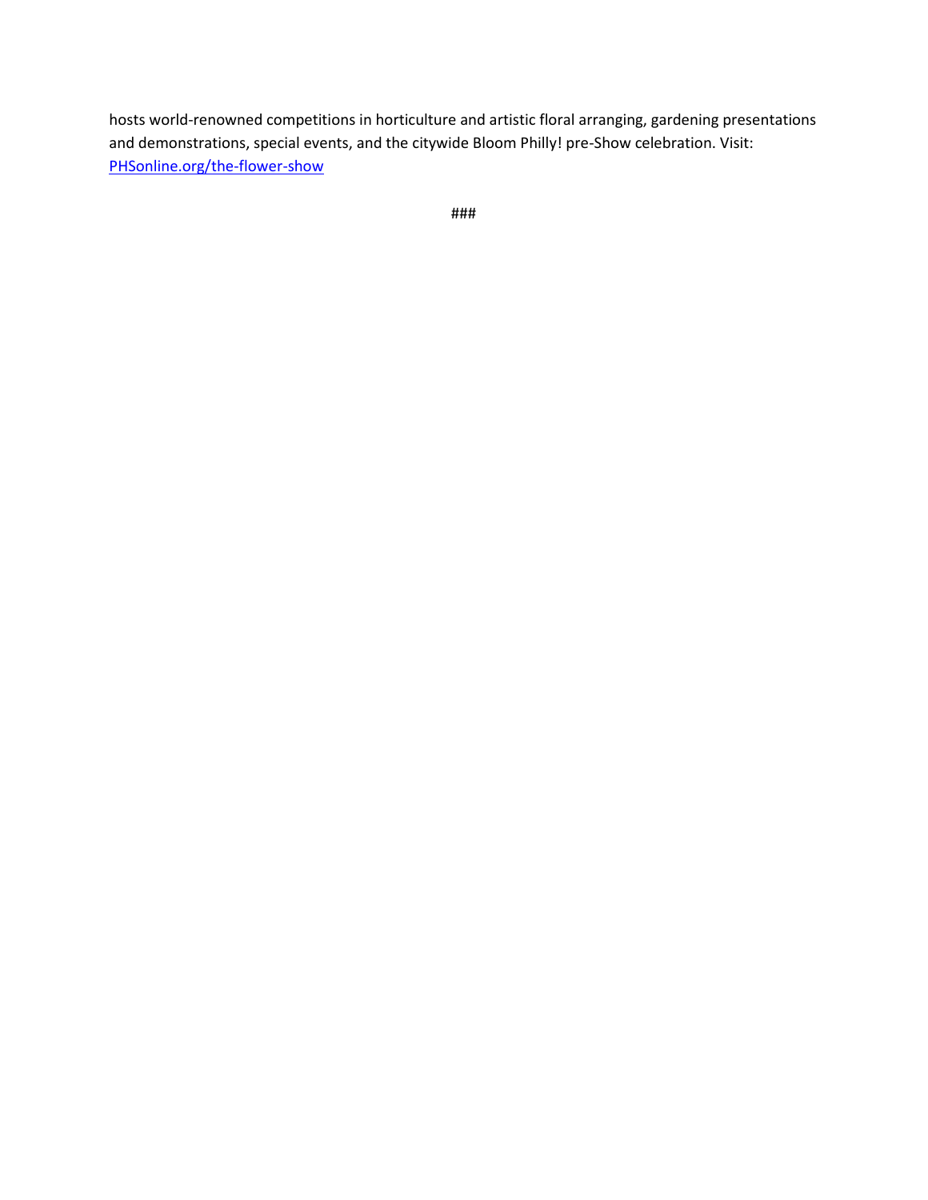hosts world-renowned competitions in horticulture and artistic floral arranging, gardening presentations and demonstrations, special events, and the citywide Bloom Philly! pre-Show celebration. Visit: [PHSonline.org/the-flower-show](PHSonline.org/the-flower-show)

###